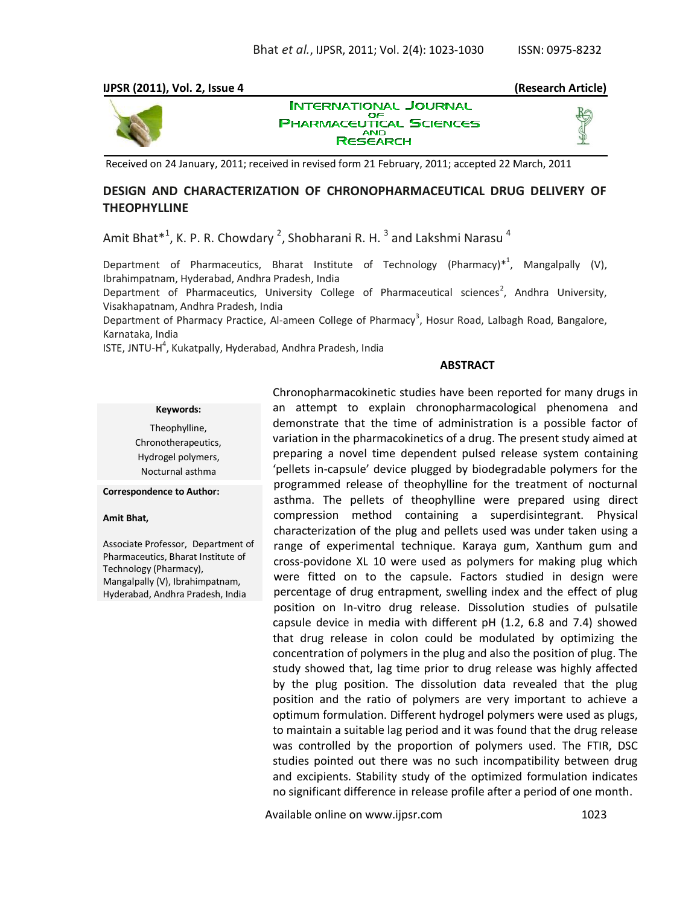**IJPSR (2011), Vol. 2, Issue 4** **(Research Article)**

INTERNATIONAL JOURNAL OF PHARMACEUTICAL SCIENCES AND RESEARCH

Received on 24 January, 2011; received in revised form 21 February, 2011; accepted 22 March, 2011

# DESIGN AND CHARACTERIZATION OF CHRONOPHARMACEUTICAL DRUG DELIVERY OF THEOPHYLLINE

Amit Bhat*[1], K. P. R. Chowdary [2], Shobharani R. H. [3] and Lakshmi Narasu [4]

Department of Pharmaceutics, Bharat Institute of Technology (Pharmacy)*[1], Mangalpally (V), Ibrahimpatnam, Hyderabad, Andhra Pradesh, India

Department of Pharmaceutics, University College of Pharmaceutical sciences[2], Andhra University, Visakhapatnam, Andhra Pradesh, India

Department of Pharmacy Practice, Al-ameen College of Pharmacy[3], Hosur Road, Lalbagh Road, Bangalore, Karnataka, India

ISTE, JNTU-H[4], Kukatpally, Hyderabad, Andhra Pradesh, India

**Keywords:**

Theophylline,
Chronotherapeutics,
Hydrogel polymers,
Nocturnal asthma

**Correspondence to Author:**

**Amit Bhat,**

Associate Professor, Department of Pharmaceutics, Bharat Institute of Technology (Pharmacy), Mangalpally (V), Ibrahimpatnam, Hyderabad, Andhra Pradesh, India

## ABSTRACT

Chronopharmacokinetic studies have been reported for many drugs in an attempt to explain chronopharmacological phenomena and demonstrate that the time of administration is a possible factor of variation in the pharmacokinetics of a drug. The present study aimed at preparing a novel time dependent pulsed release system containing 'pellets in-capsule' device plugged by biodegradable polymers for the programmed release of theophylline for the treatment of nocturnal asthma. The pellets of theophylline were prepared using direct compression method containing a superdisintegrant. Physical characterization of the plug and pellets used was under taken using a range of experimental technique. Karaya gum, Xanthum gum and cross-povidone XL 10 were used as polymers for making plug which were fitted on to the capsule. Factors studied in design were percentage of drug entrapment, swelling index and the effect of plug position on In-vitro drug release. Dissolution studies of pulsatile capsule device in media with different pH (1.2, 6.8 and 7.4) showed that drug release in colon could be modulated by optimizing the concentration of polymers in the plug and also the position of plug. The study showed that, lag time prior to drug release was highly affected by the plug position. The dissolution data revealed that the plug position and the ratio of polymers are very important to achieve a optimum formulation. Different hydrogel polymers were used as plugs, to maintain a suitable lag period and it was found that the drug release was controlled by the proportion of polymers used. The FTIR, DSC studies pointed out there was no such incompatibility between drug and excipients. Stability study of the optimized formulation indicates no significant difference in release profile after a period of one month.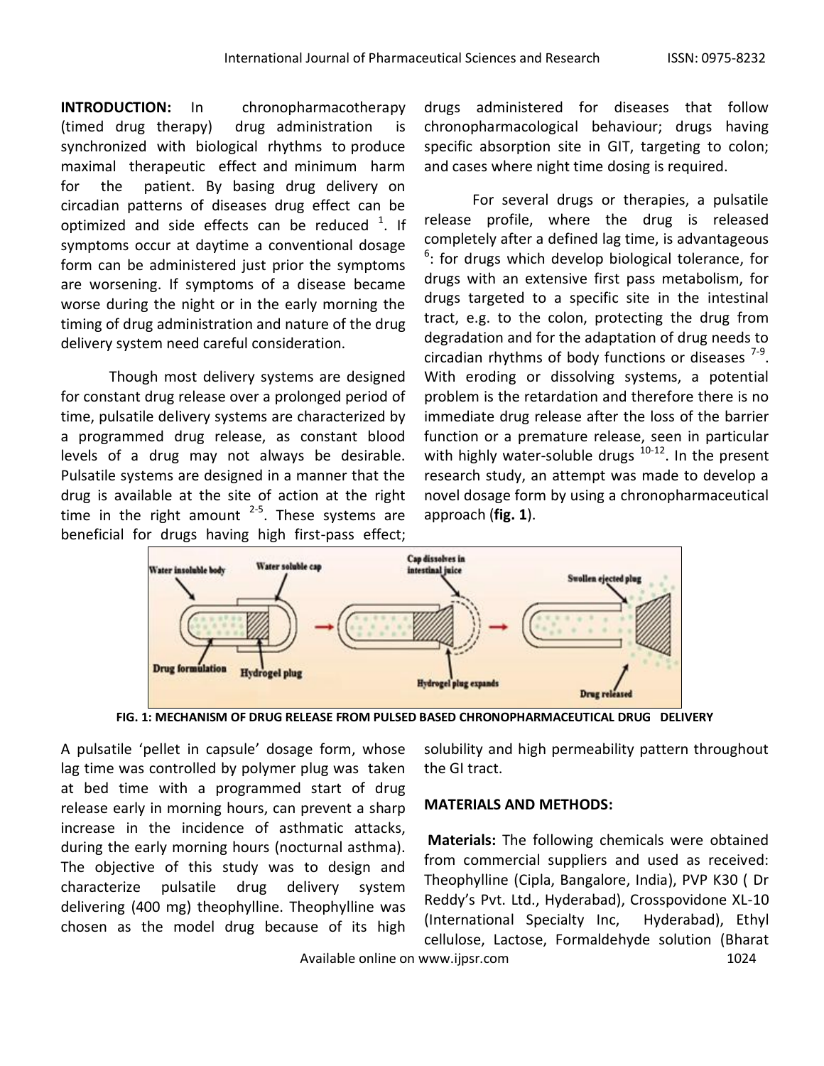**INTRODUCTION:** In chronopharmacotherapy (timed drug therapy) drug administration is synchronized with biological rhythms to produce maximal therapeutic effect and minimum harm for the patient. By basing drug delivery on circadian patterns of diseases drug effect can be optimized and side effects can be reduced [1]. If symptoms occur at daytime a conventional dosage form can be administered just prior the symptoms are worsening. If symptoms of a disease became worse during the night or in the early morning the timing of drug administration and nature of the drug delivery system need careful consideration.

Though most delivery systems are designed for constant drug release over a prolonged period of time, pulsatile delivery systems are characterized by a programmed drug release, as constant blood levels of a drug may not always be desirable. Pulsatile systems are designed in a manner that the drug is available at the site of action at the right time in the right amount [2-5]. These systems are beneficial for drugs having high first-pass effect; drugs administered for diseases that follow chronopharmacological behaviour; drugs having specific absorption site in GIT, targeting to colon; and cases where night time dosing is required.

For several drugs or therapies, a pulsatile release profile, where the drug is released completely after a defined lag time, is advantageous [6]: for drugs which develop biological tolerance, for drugs with an extensive first pass metabolism, for drugs targeted to a specific site in the intestinal tract, e.g. to the colon, protecting the drug from degradation and for the adaptation of drug needs to circadian rhythms of body functions or diseases [7-9]. With eroding or dissolving systems, a potential problem is the retardation and therefore there is no immediate drug release after the loss of the barrier function or a premature release, seen in particular with highly water-soluble drugs [10-12]. In the present research study, an attempt was made to develop a novel dosage form by using a chronopharmaceutical approach (**fig. 1**).

**FIG. 1: MECHANISM OF DRUG RELEASE FROM PULSED BASED CHRONOPHARMACEUTICAL DRUG DELIVERY**

A pulsatile 'pellet in capsule' dosage form, whose lag time was controlled by polymer plug was taken at bed time with a programmed start of drug release early in morning hours, can prevent a sharp increase in the incidence of asthmatic attacks, during the early morning hours (nocturnal asthma). The objective of this study was to design and characterize pulsatile drug delivery system delivering (400 mg) theophylline. Theophylline was chosen as the model drug because of its high solubility and high permeability pattern throughout the GI tract.

## MATERIALS AND METHODS:

**Materials:** The following chemicals were obtained from commercial suppliers and used as received: Theophylline (Cipla, Bangalore, India), PVP K30 ( Dr Reddy's Pvt. Ltd., Hyderabad), Crosspovidone XL-10 (International Specialty Inc, Hyderabad), Ethyl cellulose, Lactose, Formaldehyde solution (Bharat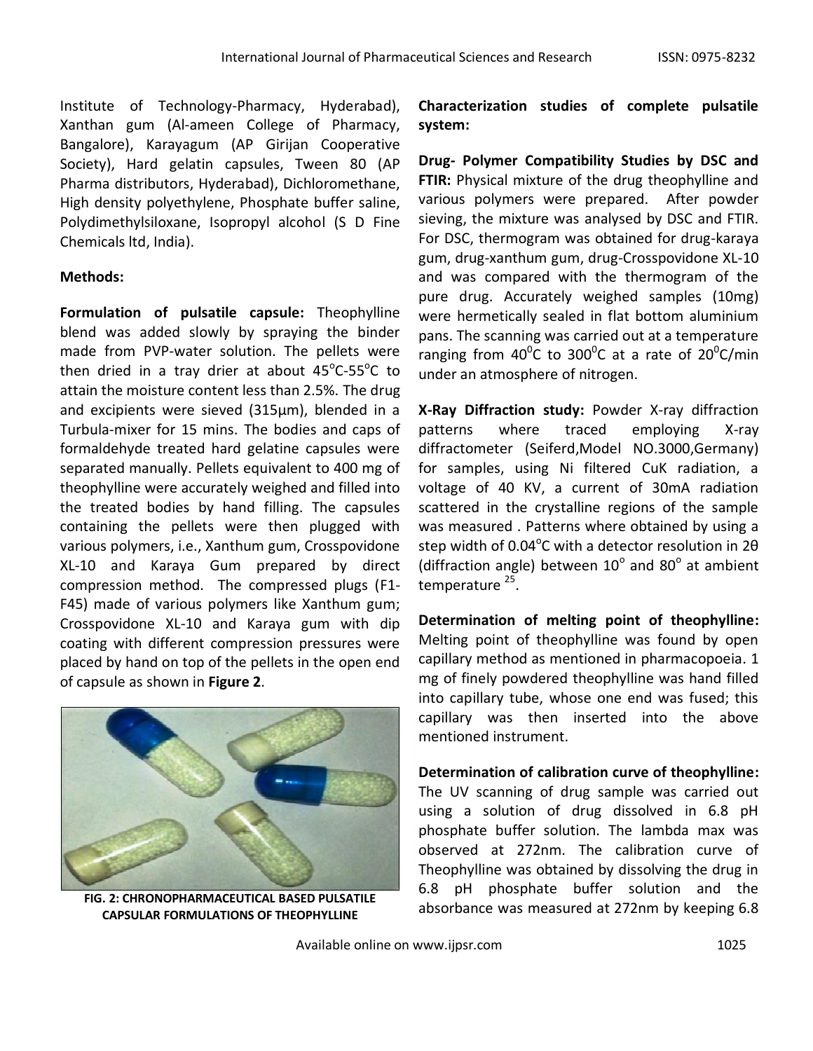Institute of Technology-Pharmacy, Hyderabad), Xanthan gum (Al-ameen College of Pharmacy, Bangalore), Karayagum (AP Girijan Cooperative Society), Hard gelatin capsules, Tween 80 (AP Pharma distributors, Hyderabad), Dichloromethane, High density polyethylene, Phosphate buffer saline, Polydimethylsiloxane, Isopropyl alcohol (S D Fine Chemicals ltd, India).

**Methods:**

**Formulation of pulsatile capsule:** Theophylline blend was added slowly by spraying the binder made from PVP-water solution. The pellets were then dried in a tray drier at about 45°C-55°C to attain the moisture content less than 2.5%. The drug and excipients were sieved (315µm), blended in a Turbula-mixer for 15 mins. The bodies and caps of formaldehyde treated hard gelatine capsules were separated manually. Pellets equivalent to 400 mg of theophylline were accurately weighed and filled into the treated bodies by hand filling. The capsules containing the pellets were then plugged with various polymers, i.e., Xanthum gum, Crosspovidone XL-10 and Karaya Gum prepared by direct compression method. The compressed plugs (F1-F45) made of various polymers like Xanthum gum; Crosspovidone XL-10 and Karaya gum with dip coating with different compression pressures were placed by hand on top of the pellets in the open end of capsule as shown in **Figure 2**.

**FIG. 2: CHRONOPHARMACEUTICAL BASED PULSATILE CAPSULAR FORMULATIONS OF THEOPHYLLINE**

**Characterization studies of complete pulsatile system:**

**Drug- Polymer Compatibility Studies by DSC and FTIR:** Physical mixture of the drug theophylline and various polymers were prepared. After powder sieving, the mixture was analysed by DSC and FTIR. For DSC, thermogram was obtained for drug-karaya gum, drug-xanthum gum, drug-Crosspovidone XL-10 and was compared with the thermogram of the pure drug. Accurately weighed samples (10mg) were hermetically sealed in flat bottom aluminium pans. The scanning was carried out at a temperature ranging from 40°C to 300°C at a rate of 20°C/min under an atmosphere of nitrogen.

**X-Ray Diffraction study:** Powder X-ray diffraction patterns where traced employing X-ray diffractometer (Seiferd,Model NO.3000,Germany) for samples, using Ni filtered CuK radiation, a voltage of 40 KV, a current of 30mA radiation scattered in the crystalline regions of the sample was measured . Patterns where obtained by using a step width of 0.04°C with a detector resolution in 2θ (diffraction angle) between 10° and 80° at ambient temperature [25].

**Determination of melting point of theophylline:** Melting point of theophylline was found by open capillary method as mentioned in pharmacopoeia. 1 mg of finely powdered theophylline was hand filled into capillary tube, whose one end was fused; this capillary was then inserted into the above mentioned instrument.

**Determination of calibration curve of theophylline:** The UV scanning of drug sample was carried out using a solution of drug dissolved in 6.8 pH phosphate buffer solution. The lambda max was observed at 272nm. The calibration curve of Theophylline was obtained by dissolving the drug in 6.8 pH phosphate buffer solution and the absorbance was measured at 272nm by keeping 6.8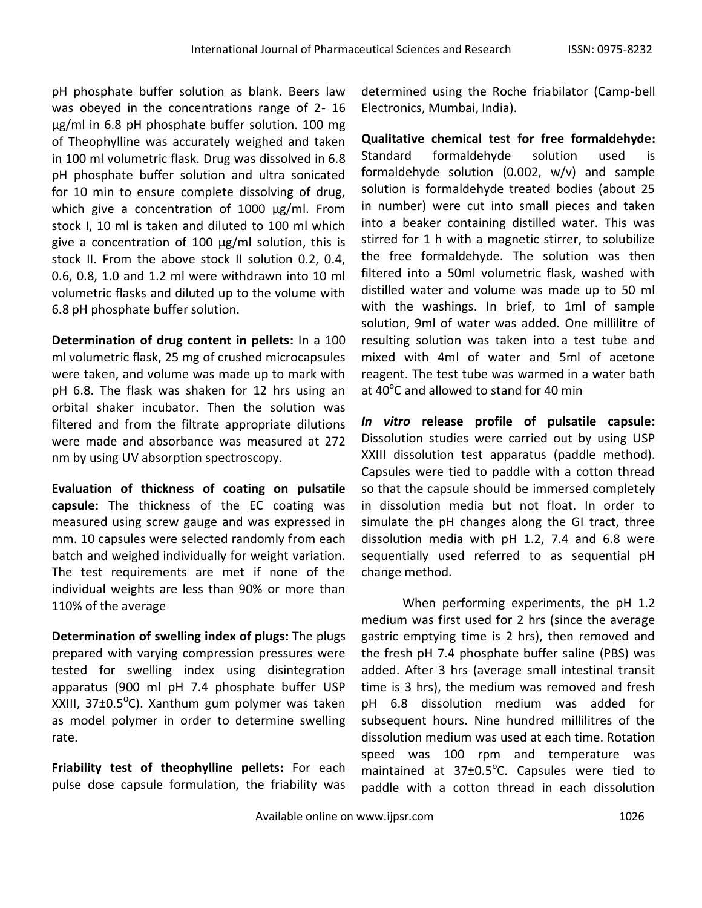pH phosphate buffer solution as blank. Beers law was obeyed in the concentrations range of 2- 16 µg/ml in 6.8 pH phosphate buffer solution. 100 mg of Theophylline was accurately weighed and taken in 100 ml volumetric flask. Drug was dissolved in 6.8 pH phosphate buffer solution and ultra sonicated for 10 min to ensure complete dissolving of drug, which give a concentration of 1000 µg/ml. From stock I, 10 ml is taken and diluted to 100 ml which give a concentration of 100 µg/ml solution, this is stock II. From the above stock II solution 0.2, 0.4, 0.6, 0.8, 1.0 and 1.2 ml were withdrawn into 10 ml volumetric flasks and diluted up to the volume with 6.8 pH phosphate buffer solution.

**Determination of drug content in pellets:** In a 100 ml volumetric flask, 25 mg of crushed microcapsules were taken, and volume was made up to mark with pH 6.8. The flask was shaken for 12 hrs using an orbital shaker incubator. Then the solution was filtered and from the filtrate appropriate dilutions were made and absorbance was measured at 272 nm by using UV absorption spectroscopy.

**Evaluation of thickness of coating on pulsatile capsule:** The thickness of the EC coating was measured using screw gauge and was expressed in mm. 10 capsules were selected randomly from each batch and weighed individually for weight variation. The test requirements are met if none of the individual weights are less than 90% or more than 110% of the average

**Determination of swelling index of plugs:** The plugs prepared with varying compression pressures were tested for swelling index using disintegration apparatus (900 ml pH 7.4 phosphate buffer USP XXIII, 37±0.5$^{o}$C). Xanthum gum polymer was taken as model polymer in order to determine swelling rate.

**Friability test of theophylline pellets:** For each pulse dose capsule formulation, the friability was determined using the Roche friabilator (Camp-bell Electronics, Mumbai, India).

**Qualitative chemical test for free formaldehyde:** Standard formaldehyde solution used is formaldehyde solution (0.002, w/v) and sample solution is formaldehyde treated bodies (about 25 in number) were cut into small pieces and taken into a beaker containing distilled water. This was stirred for 1 h with a magnetic stirrer, to solubilize the free formaldehyde. The solution was then filtered into a 50ml volumetric flask, washed with distilled water and volume was made up to 50 ml with the washings. In brief, to 1ml of sample solution, 9ml of water was added. One millilitre of resulting solution was taken into a test tube and mixed with 4ml of water and 5ml of acetone reagent. The test tube was warmed in a water bath at 40$^{o}$C and allowed to stand for 40 min

***In vitro* release profile of pulsatile capsule:** Dissolution studies were carried out by using USP XXIII dissolution test apparatus (paddle method). Capsules were tied to paddle with a cotton thread so that the capsule should be immersed completely in dissolution media but not float. In order to simulate the pH changes along the GI tract, three dissolution media with pH 1.2, 7.4 and 6.8 were sequentially used referred to as sequential pH change method.

When performing experiments, the pH 1.2 medium was first used for 2 hrs (since the average gastric emptying time is 2 hrs), then removed and the fresh pH 7.4 phosphate buffer saline (PBS) was added. After 3 hrs (average small intestinal transit time is 3 hrs), the medium was removed and fresh pH 6.8 dissolution medium was added for subsequent hours. Nine hundred millilitres of the dissolution medium was used at each time. Rotation speed was 100 rpm and temperature was maintained at 37±0.5$^{o}$C. Capsules were tied to paddle with a cotton thread in each dissolution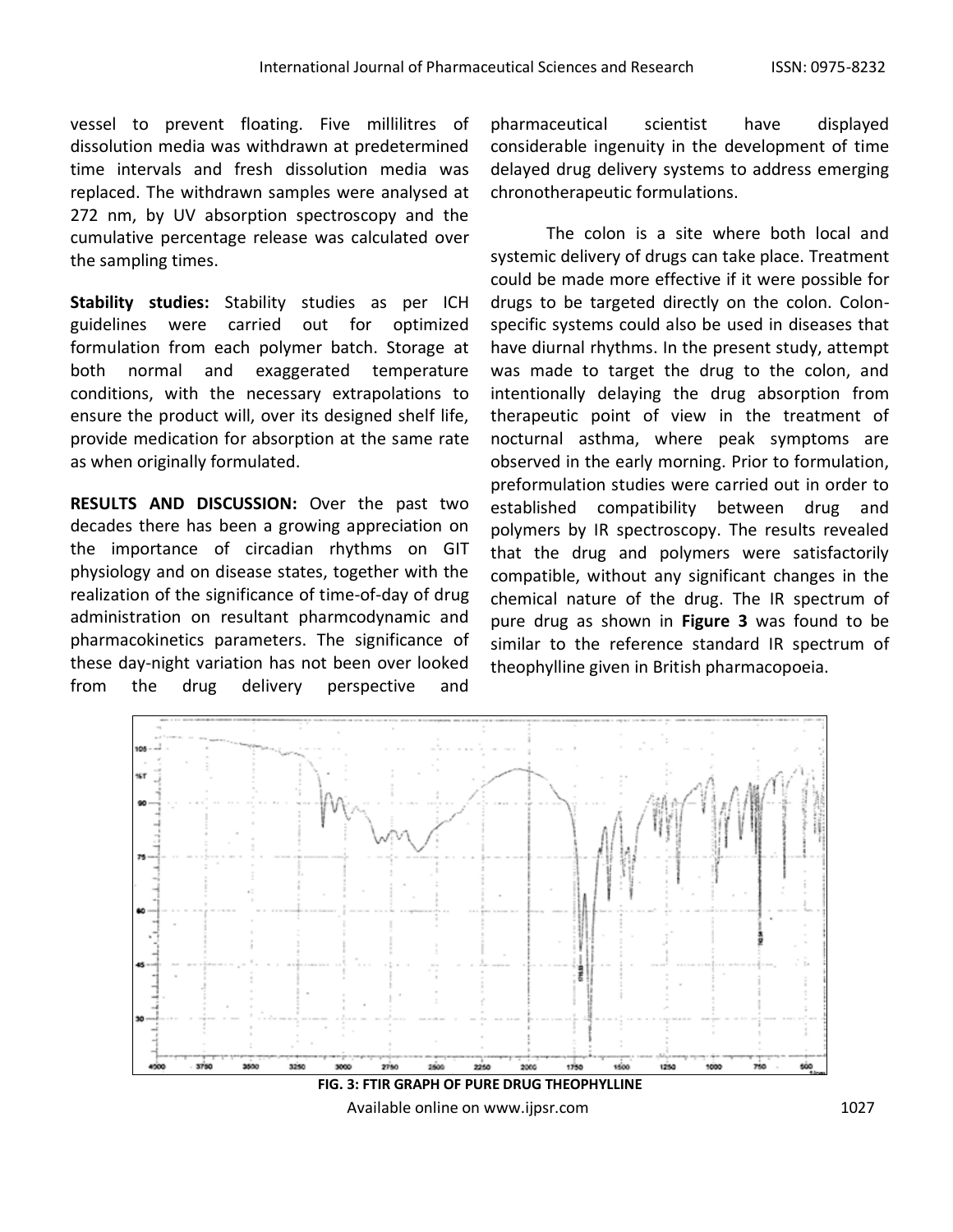vessel to prevent floating. Five millilitres of dissolution media was withdrawn at predetermined time intervals and fresh dissolution media was replaced. The withdrawn samples were analysed at 272 nm, by UV absorption spectroscopy and the cumulative percentage release was calculated over the sampling times.

**Stability studies:** Stability studies as per ICH guidelines were carried out for optimized formulation from each polymer batch. Storage at both normal and exaggerated temperature conditions, with the necessary extrapolations to ensure the product will, over its designed shelf life, provide medication for absorption at the same rate as when originally formulated.

**RESULTS AND DISCUSSION:** Over the past two decades there has been a growing appreciation on the importance of circadian rhythms on GIT physiology and on disease states, together with the realization of the significance of time-of-day of drug administration on resultant pharmcodynamic and pharmacokinetics parameters. The significance of these day-night variation has not been over looked from the drug delivery perspective and pharmaceutical scientist have displayed considerable ingenuity in the development of time delayed drug delivery systems to address emerging chronotherapeutic formulations.

The colon is a site where both local and systemic delivery of drugs can take place. Treatment could be made more effective if it were possible for drugs to be targeted directly on the colon. Colon-specific systems could also be used in diseases that have diurnal rhythms. In the present study, attempt was made to target the drug to the colon, and intentionally delaying the drug absorption from therapeutic point of view in the treatment of nocturnal asthma, where peak symptoms are observed in the early morning. Prior to formulation, preformulation studies were carried out in order to established compatibility between drug and polymers by IR spectroscopy. The results revealed that the drug and polymers were satisfactorily compatible, without any significant changes in the chemical nature of the drug. The IR spectrum of pure drug as shown in **Figure 3** was found to be similar to the reference standard IR spectrum of theophylline given in British pharmacopoeia.

**FIG. 3: FTIR GRAPH OF PURE DRUG THEOPHYLLINE**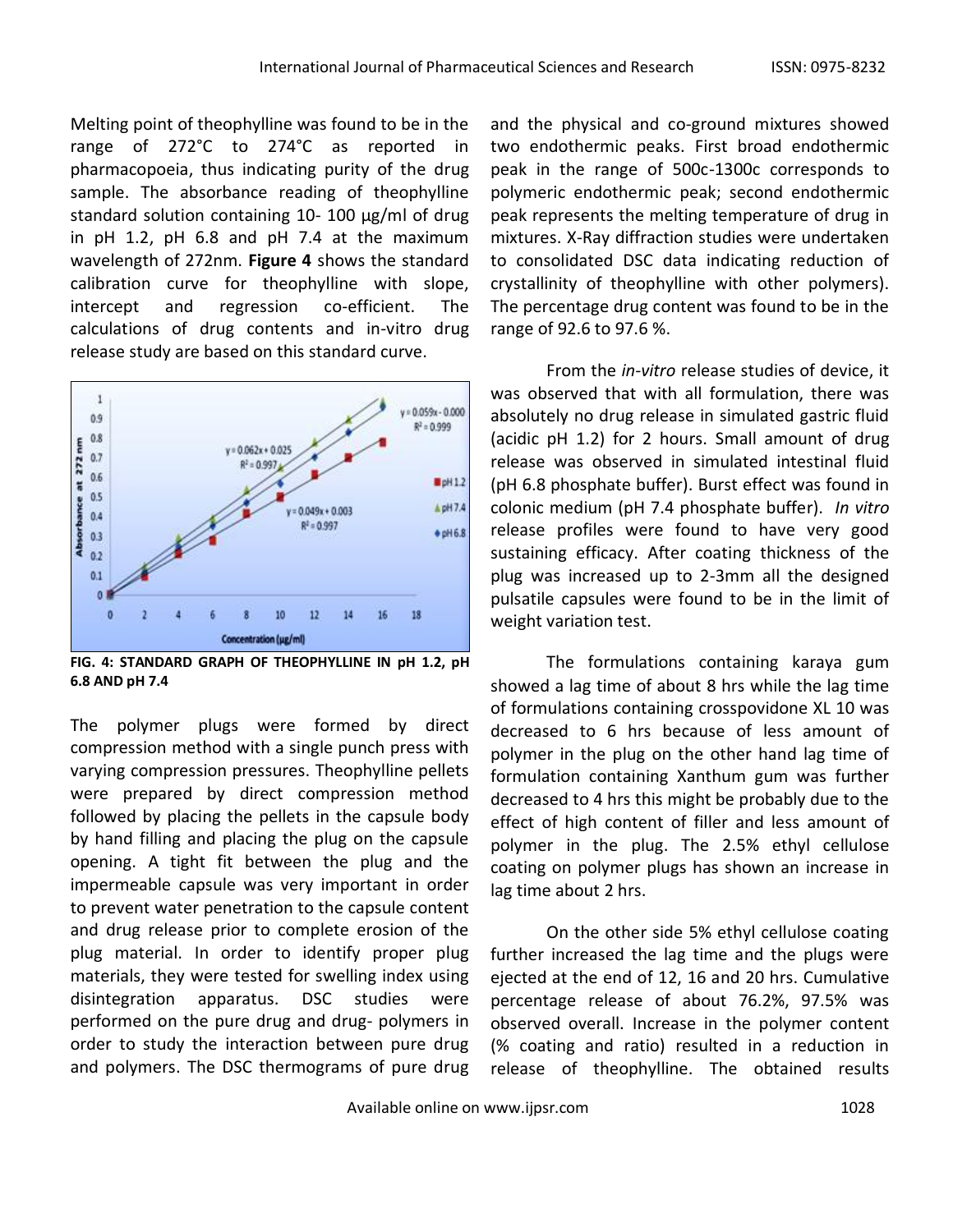Melting point of theophylline was found to be in the range of 272°C to 274°C as reported in pharmacopoeia, thus indicating purity of the drug sample. The absorbance reading of theophylline standard solution containing 10- 100 µg/ml of drug in pH 1.2, pH 6.8 and pH 7.4 at the maximum wavelength of 272nm. **Figure 4** shows the standard calibration curve for theophylline with slope, intercept and regression co-efficient. The calculations of drug contents and in-vitro drug release study are based on this standard curve.

**FIG. 4: STANDARD GRAPH OF THEOPHYLLINE IN pH 1.2, pH 6.8 AND pH 7.4**

The polymer plugs were formed by direct compression method with a single punch press with varying compression pressures. Theophylline pellets were prepared by direct compression method followed by placing the pellets in the capsule body by hand filling and placing the plug on the capsule opening. A tight fit between the plug and the impermeable capsule was very important in order to prevent water penetration to the capsule content and drug release prior to complete erosion of the plug material. In order to identify proper plug materials, they were tested for swelling index using disintegration apparatus. DSC studies were performed on the pure drug and drug- polymers in order to study the interaction between pure drug and polymers. The DSC thermograms of pure drug and the physical and co-ground mixtures showed two endothermic peaks. First broad endothermic peak in the range of 500c-1300c corresponds to polymeric endothermic peak; second endothermic peak represents the melting temperature of drug in mixtures. X-Ray diffraction studies were undertaken to consolidated DSC data indicating reduction of crystallinity of theophylline with other polymers). The percentage drug content was found to be in the range of 92.6 to 97.6 %.

From the *in-vitro* release studies of device, it was observed that with all formulation, there was absolutely no drug release in simulated gastric fluid (acidic pH 1.2) for 2 hours. Small amount of drug release was observed in simulated intestinal fluid (pH 6.8 phosphate buffer). Burst effect was found in colonic medium (pH 7.4 phosphate buffer). *In vitro* release profiles were found to have very good sustaining efficacy. After coating thickness of the plug was increased up to 2-3mm all the designed pulsatile capsules were found to be in the limit of weight variation test.

The formulations containing karaya gum showed a lag time of about 8 hrs while the lag time of formulations containing crosspovidone XL 10 was decreased to 6 hrs because of less amount of polymer in the plug on the other hand lag time of formulation containing Xanthum gum was further decreased to 4 hrs this might be probably due to the effect of high content of filler and less amount of polymer in the plug. The 2.5% ethyl cellulose coating on polymer plugs has shown an increase in lag time about 2 hrs.

On the other side 5% ethyl cellulose coating further increased the lag time and the plugs were ejected at the end of 12, 16 and 20 hrs. Cumulative percentage release of about 76.2%, 97.5% was observed overall. Increase in the polymer content (% coating and ratio) resulted in a reduction in release of theophylline. The obtained results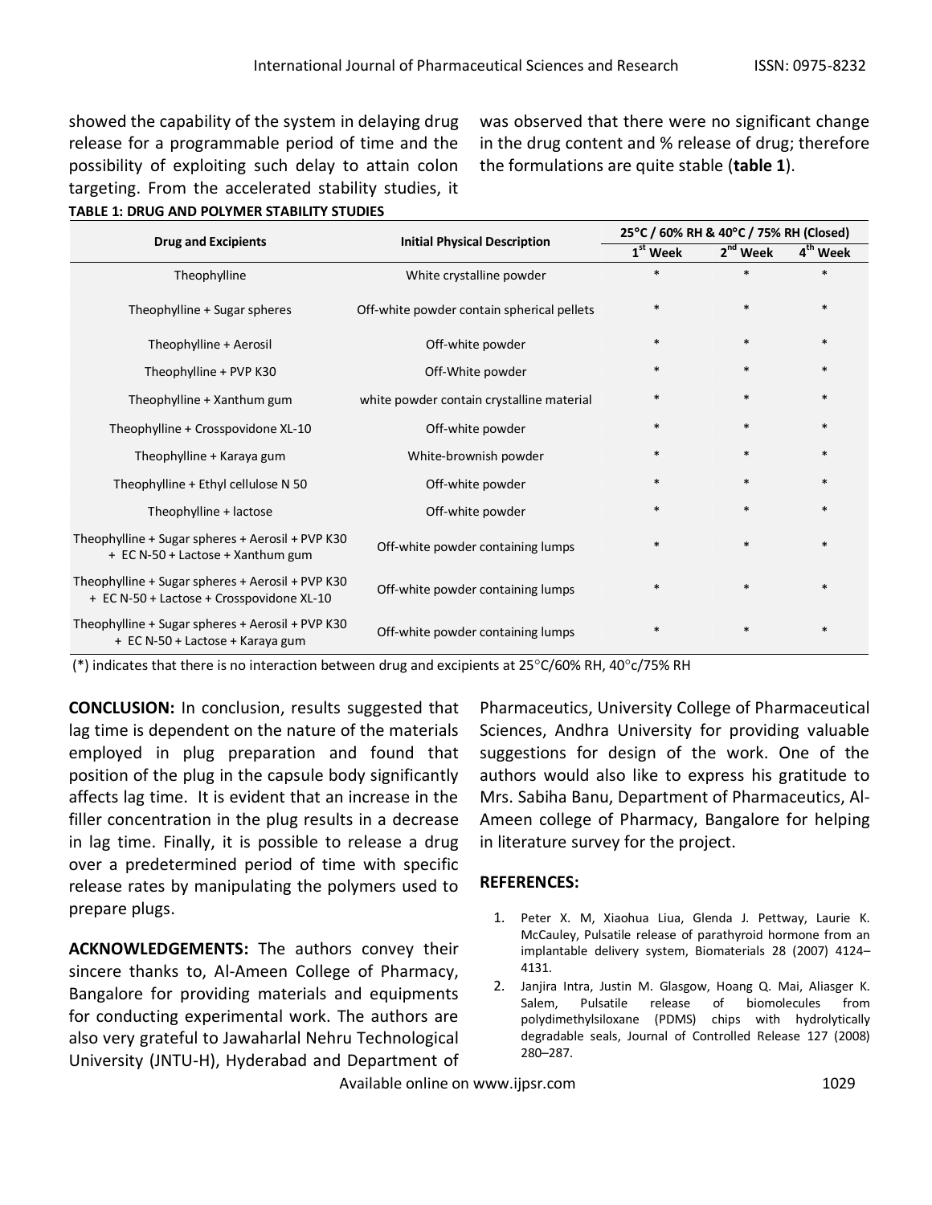showed the capability of the system in delaying drug release for a programmable period of time and the possibility of exploiting such delay to attain colon targeting. From the accelerated stability studies, it was observed that there were no significant change in the drug content and % release of drug; therefore the formulations are quite stable (**table 1**).

**TABLE 1: DRUG AND POLYMER STABILITY STUDIES**

| Drug and Excipients | Initial Physical Description | 25°C / 60% RH & 40°C / 75% RH (Closed) | | |
|---|---|---|---|---|
| | | 1st Week | 2nd Week | 4th Week |
| Theophylline | White crystalline powder | * | * | * |
| Theophylline + Sugar spheres | Off-white powder contain spherical pellets | * | * | * |
| Theophylline + Aerosil | Off-white powder | * | * | * |
| Theophylline + PVP K30 | Off-White powder | * | * | * |
| Theophylline + Xanthum gum | white powder contain crystalline material | * | * | * |
| Theophylline + Crosspovidone XL-10 | Off-white powder | * | * | * |
| Theophylline + Karaya gum | White-brownish powder | * | * | * |
| Theophylline + Ethyl cellulose N 50 | Off-white powder | * | * | * |
| Theophylline + lactose | Off-white powder | * | * | * |
| Theophylline + Sugar spheres + Aerosil + PVP K30 + EC N-50 + Lactose + Xanthum gum | Off-white powder containing lumps | * | * | * |
| Theophylline + Sugar spheres + Aerosil + PVP K30 + EC N-50 + Lactose + Crosspovidone XL-10 | Off-white powder containing lumps | * | * | * |
| Theophylline + Sugar spheres + Aerosil + PVP K30 + EC N-50 + Lactose + Karaya gum | Off-white powder containing lumps | * | * | * |

(*) indicates that there is no interaction between drug and excipients at 25°C/60% RH, 40°c/75% RH

**CONCLUSION:** In conclusion, results suggested that lag time is dependent on the nature of the materials employed in plug preparation and found that position of the plug in the capsule body significantly affects lag time. It is evident that an increase in the filler concentration in the plug results in a decrease in lag time. Finally, it is possible to release a drug over a predetermined period of time with specific release rates by manipulating the polymers used to prepare plugs.

**ACKNOWLEDGEMENTS:** The authors convey their sincere thanks to, Al-Ameen College of Pharmacy, Bangalore for providing materials and equipments for conducting experimental work. The authors are also very grateful to Jawaharlal Nehru Technological University (JNTU-H), Hyderabad and Department of Pharmaceutics, University College of Pharmaceutical Sciences, Andhra University for providing valuable suggestions for design of the work. One of the authors would also like to express his gratitude to Mrs. Sabiha Banu, Department of Pharmaceutics, Al-Ameen college of Pharmacy, Bangalore for helping in literature survey for the project.

**REFERENCES:**

1. Peter X. M, Xiaohua Liua, Glenda J. Pettway, Laurie K. McCauley, Pulsatile release of parathyroid hormone from an implantable delivery system, Biomaterials 28 (2007) 4124–4131.
2. Janjira Intra, Justin M. Glasgow, Hoang Q. Mai, Aliasger K. Salem, Pulsatile release of biomolecules from polydimethylsiloxane (PDMS) chips with hydrolytically degradable seals, Journal of Controlled Release 127 (2008) 280–287.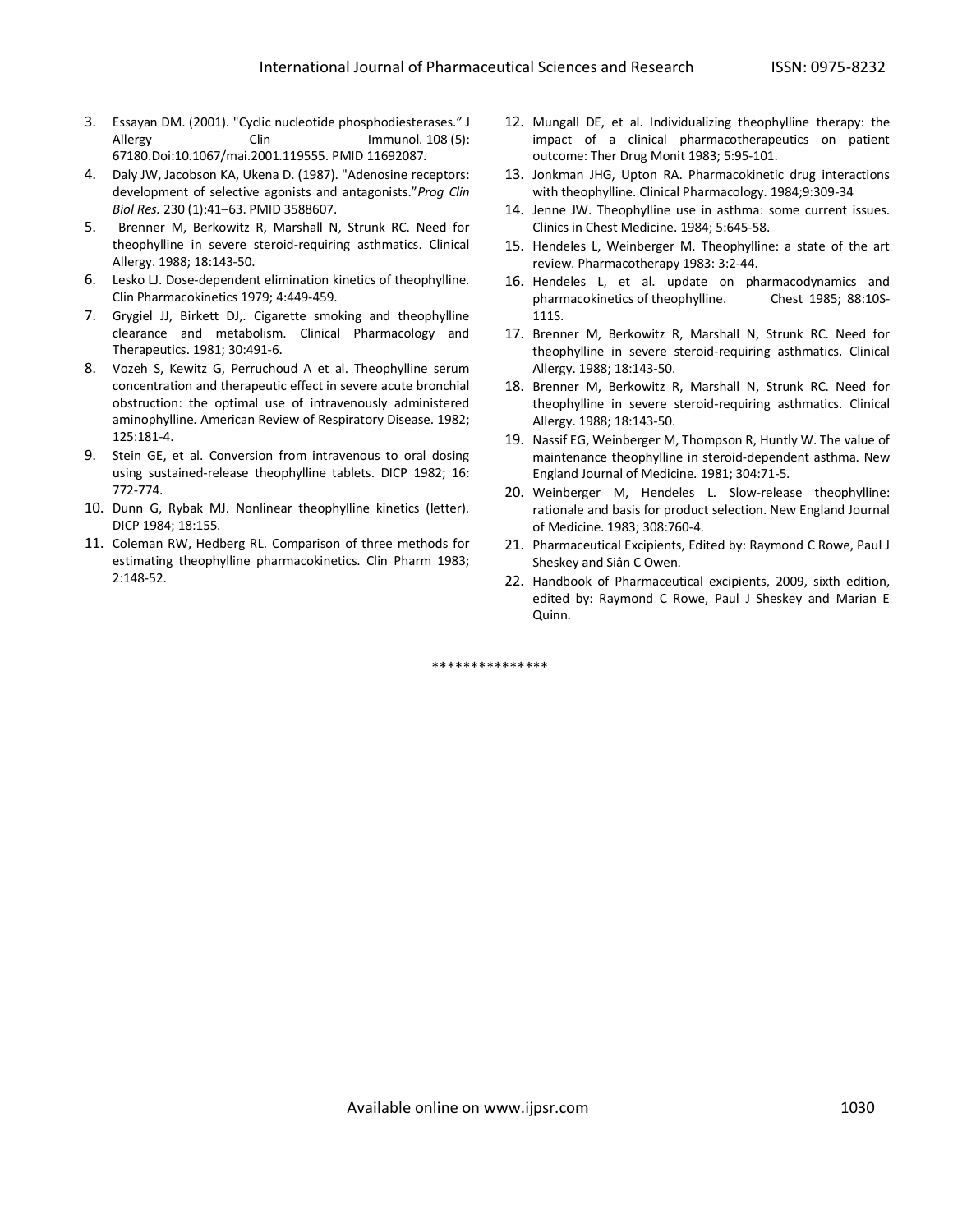3. Essayan DM. (2001). "Cyclic nucleotide phosphodiesterases." J Allergy Clin Immunol. 108 (5): 67180.Doi:10.1067/mai.2001.119555. PMID 11692087.
4. Daly JW, Jacobson KA, Ukena D. (1987). "Adenosine receptors: development of selective agonists and antagonists."*Prog Clin Biol Res.* 230 (1):41–63. PMID 3588607.
5. Brenner M, Berkowitz R, Marshall N, Strunk RC. Need for theophylline in severe steroid-requiring asthmatics. Clinical Allergy. 1988; 18:143-50.
6. Lesko LJ. Dose-dependent elimination kinetics of theophylline. Clin Pharmacokinetics 1979; 4:449-459.
7. Grygiel JJ, Birkett DJ,. Cigarette smoking and theophylline clearance and metabolism. Clinical Pharmacology and Therapeutics. 1981; 30:491-6.
8. Vozeh S, Kewitz G, Perruchoud A et al. Theophylline serum concentration and therapeutic effect in severe acute bronchial obstruction: the optimal use of intravenously administered aminophylline. American Review of Respiratory Disease. 1982; 125:181-4.
9. Stein GE, et al. Conversion from intravenous to oral dosing using sustained-release theophylline tablets. DICP 1982; 16: 772-774.
10. Dunn G, Rybak MJ. Nonlinear theophylline kinetics (letter). DICP 1984; 18:155.
11. Coleman RW, Hedberg RL. Comparison of three methods for estimating theophylline pharmacokinetics. Clin Pharm 1983; 2:148-52.
12. Mungall DE, et al. Individualizing theophylline therapy: the impact of a clinical pharmacotherapeutics on patient outcome: Ther Drug Monit 1983; 5:95-101.
13. Jonkman JHG, Upton RA. Pharmacokinetic drug interactions with theophylline. Clinical Pharmacology. 1984;9:309-34
14. Jenne JW. Theophylline use in asthma: some current issues. Clinics in Chest Medicine. 1984; 5:645-58.
15. Hendeles L, Weinberger M. Theophylline: a state of the art review. Pharmacotherapy 1983: 3:2-44.
16. Hendeles L, et al. update on pharmacodynamics and pharmacokinetics of theophylline. Chest 1985; 88:10S-111S.
17. Brenner M, Berkowitz R, Marshall N, Strunk RC. Need for theophylline in severe steroid-requiring asthmatics. Clinical Allergy. 1988; 18:143-50.
18. Brenner M, Berkowitz R, Marshall N, Strunk RC. Need for theophylline in severe steroid-requiring asthmatics. Clinical Allergy. 1988; 18:143-50.
19. Nassif EG, Weinberger M, Thompson R, Huntly W. The value of maintenance theophylline in steroid-dependent asthma. New England Journal of Medicine. 1981; 304:71-5.
20. Weinberger M, Hendeles L. Slow-release theophylline: rationale and basis for product selection. New England Journal of Medicine. 1983; 308:760-4.
21. Pharmaceutical Excipients, Edited by: Raymond C Rowe, Paul J Sheskey and Siân C Owen.
22. Handbook of Pharmaceutical excipients, 2009, sixth edition, edited by: Raymond C Rowe, Paul J Sheskey and Marian E Quinn.

***************